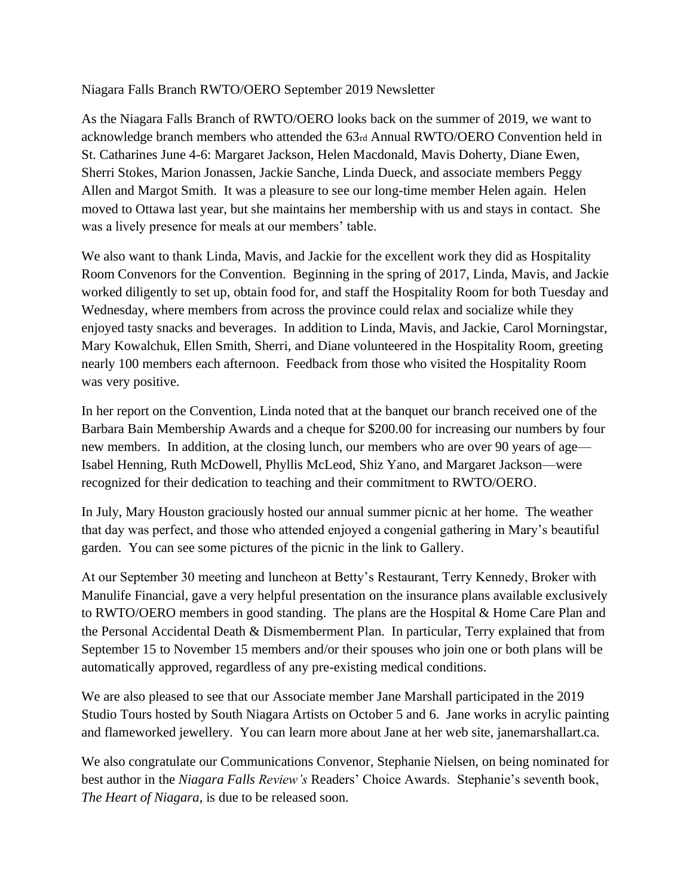Niagara Falls Branch RWTO/OERO September 2019 Newsletter

As the Niagara Falls Branch of RWTO/OERO looks back on the summer of 2019, we want to acknowledge branch members who attended the 63rd Annual RWTO/OERO Convention held in St. Catharines June 4-6: Margaret Jackson, Helen Macdonald, Mavis Doherty, Diane Ewen, Sherri Stokes, Marion Jonassen, Jackie Sanche, Linda Dueck, and associate members Peggy Allen and Margot Smith. It was a pleasure to see our long-time member Helen again. Helen moved to Ottawa last year, but she maintains her membership with us and stays in contact. She was a lively presence for meals at our members' table.

We also want to thank Linda, Mavis, and Jackie for the excellent work they did as Hospitality Room Convenors for the Convention. Beginning in the spring of 2017, Linda, Mavis, and Jackie worked diligently to set up, obtain food for, and staff the Hospitality Room for both Tuesday and Wednesday, where members from across the province could relax and socialize while they enjoyed tasty snacks and beverages. In addition to Linda, Mavis, and Jackie, Carol Morningstar, Mary Kowalchuk, Ellen Smith, Sherri, and Diane volunteered in the Hospitality Room, greeting nearly 100 members each afternoon. Feedback from those who visited the Hospitality Room was very positive.

In her report on the Convention, Linda noted that at the banquet our branch received one of the Barbara Bain Membership Awards and a cheque for $200.00 for increasing our numbers by four new members. In addition, at the closing lunch, our members who are over 90 years of age—Isabel Henning, Ruth McDowell, Phyllis McLeod, Shiz Yano, and Margaret Jackson—were recognized for their dedication to teaching and their commitment to RWTO/OERO.

In July, Mary Houston graciously hosted our annual summer picnic at her home. The weather that day was perfect, and those who attended enjoyed a congenial gathering in Mary's beautiful garden. You can see some pictures of the picnic in the link to Gallery.

At our September 30 meeting and luncheon at Betty's Restaurant, Terry Kennedy, Broker with Manulife Financial, gave a very helpful presentation on the insurance plans available exclusively to RWTO/OERO members in good standing. The plans are the Hospital & Home Care Plan and the Personal Accidental Death & Dismemberment Plan. In particular, Terry explained that from September 15 to November 15 members and/or their spouses who join one or both plans will be automatically approved, regardless of any pre-existing medical conditions.

We are also pleased to see that our Associate member Jane Marshall participated in the 2019 Studio Tours hosted by South Niagara Artists on October 5 and 6. Jane works in acrylic painting and flameworked jewellery. You can learn more about Jane at her web site, janemarshallart.ca.

We also congratulate our Communications Convenor, Stephanie Nielsen, on being nominated for best author in the *Niagara Falls Review's* Readers' Choice Awards. Stephanie's seventh book, *The Heart of Niagara*, is due to be released soon.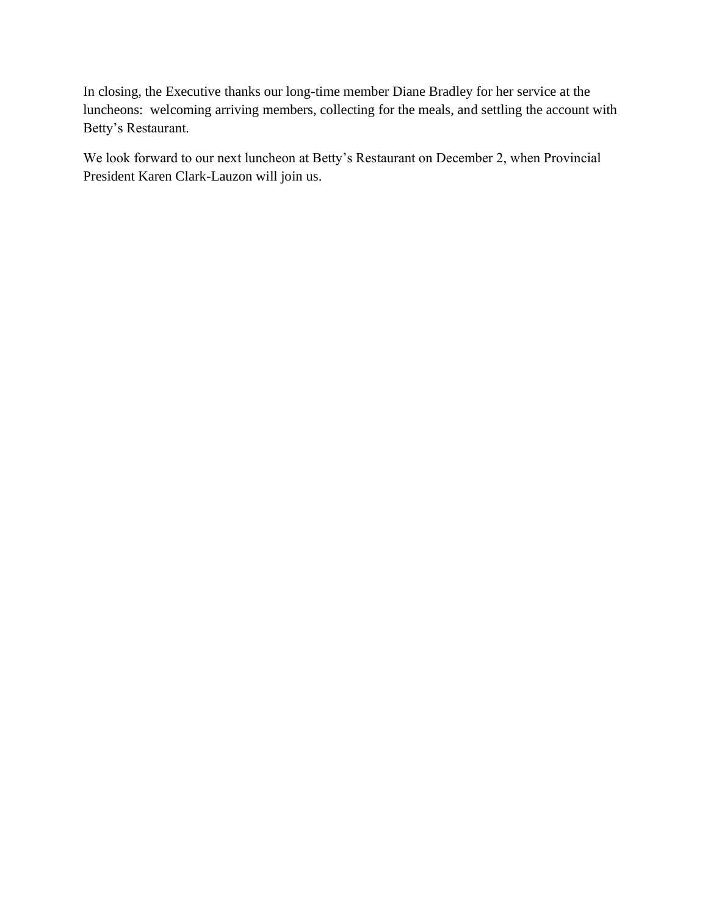In closing, the Executive thanks our long-time member Diane Bradley for her service at the luncheons:  welcoming arriving members, collecting for the meals, and settling the account with Betty's Restaurant.

We look forward to our next luncheon at Betty's Restaurant on December 2, when Provincial President Karen Clark-Lauzon will join us.